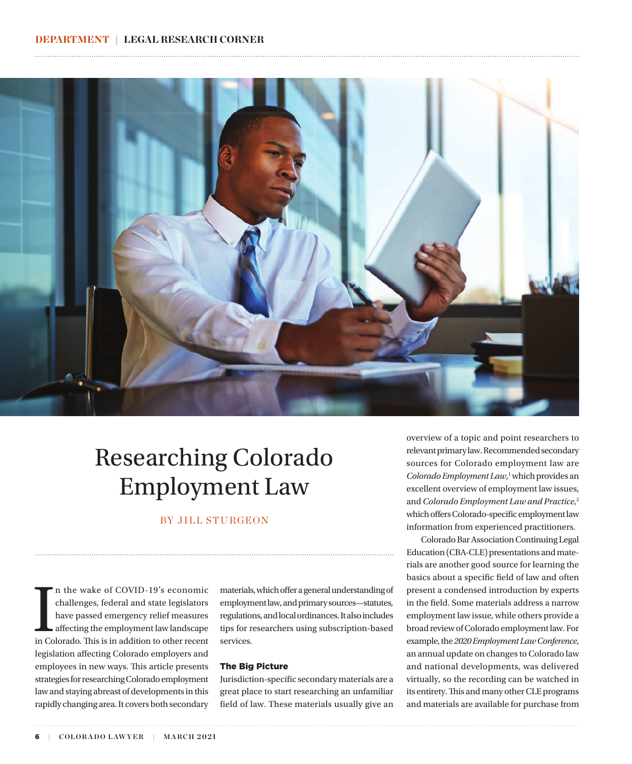DEPARTMENT | LEGAL RESEARCH CORNER

# Researching Colorado Employment Law

BY JILL STURGEON

In the wake of COVID-19's economic challenges, federal and state legislators have passed emergency relief measures affecting the employment law landscape in Colorado. This is in addition to other recent legislation affecting Colorado employers and employees in new ways. This article presents strategies for researching Colorado employment law and staying abreast of developments in this rapidly changing area. It covers both secondary materials, which offer a general understanding of employment law, and primary sources—statutes, regulations, and local ordinances. It also includes tips for researchers using subscription-based services.

## The Big Picture

Jurisdiction-specific secondary materials are a great place to start researching an unfamiliar field of law. These materials usually give an overview of a topic and point researchers to relevant primary law. Recommended secondary sources for Colorado employment law are *Colorado Employment Law*,[1] which provides an excellent overview of employment law issues, and *Colorado Employment Law and Practice*,[2] which offers Colorado-specific employment law information from experienced practitioners.

Colorado Bar Association Continuing Legal Education (CBA-CLE) presentations and materials are another good source for learning the basics about a specific field of law and often present a condensed introduction by experts in the field. Some materials address a narrow employment law issue, while others provide a broad review of Colorado employment law. For example, the *2020 Employment Law Conference*, an annual update on changes to Colorado law and national developments, was delivered virtually, so the recording can be watched in its entirety. This and many other CLE programs and materials are available for purchase from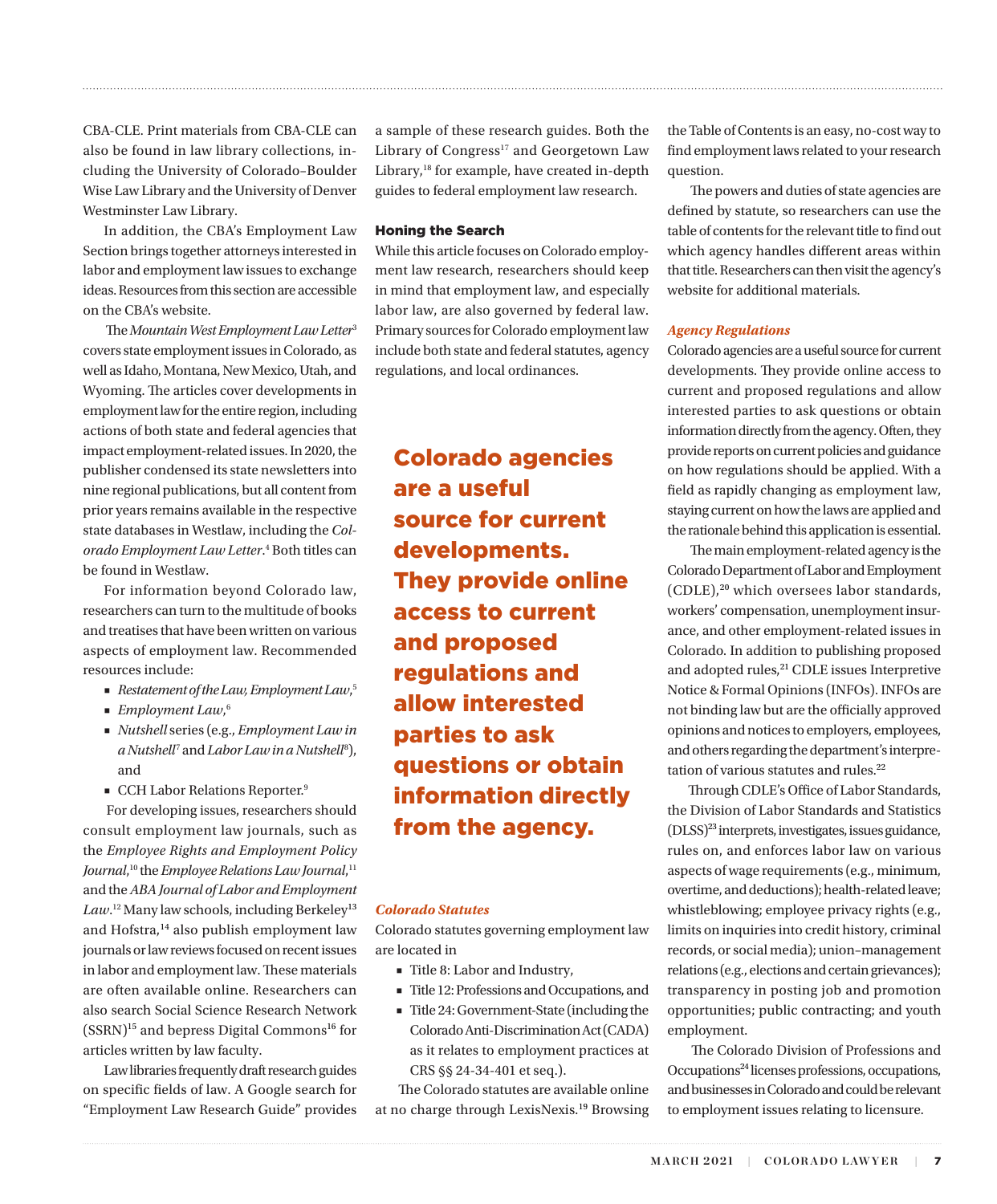CBA-CLE. Print materials from CBA-CLE can also be found in law library collections, including the University of Colorado–Boulder Wise Law Library and the University of Denver Westminster Law Library.

In addition, the CBA's Employment Law Section brings together attorneys interested in labor and employment law issues to exchange ideas. Resources from this section are accessible on the CBA's website.

The *Mountain West Employment Law Letter*[3] covers state employment issues in Colorado, as well as Idaho, Montana, New Mexico, Utah, and Wyoming. The articles cover developments in employment law for the entire region, including actions of both state and federal agencies that impact employment-related issues. In 2020, the publisher condensed its state newsletters into nine regional publications, but all content from prior years remains available in the respective state databases in Westlaw, including the *Colorado Employment Law Letter*.[4] Both titles can be found in Westlaw.

For information beyond Colorado law, researchers can turn to the multitude of books and treatises that have been written on various aspects of employment law. Recommended resources include:

- *Restatement of the Law, Employment Law*,[5]
- *Employment Law*,[6]
- *Nutshell* series (e.g., *Employment Law in a Nutshell*[7] and *Labor Law in a Nutshell*[8]), and
- CCH Labor Relations Reporter.[9]

For developing issues, researchers should consult employment law journals, such as the *Employee Rights and Employment Policy Journal*,[10] the *Employee Relations Law Journal*,[11] and the *ABA Journal of Labor and Employment Law*.[12] Many law schools, including Berkeley[13] and Hofstra,[14] also publish employment law journals or law reviews focused on recent issues in labor and employment law. These materials are often available online. Researchers can also search Social Science Research Network (SSRN)[15] and bepress Digital Commons[16] for articles written by law faculty.

Law libraries frequently draft research guides on specific fields of law. A Google search for "Employment Law Research Guide" provides a sample of these research guides. Both the Library of Congress[17] and Georgetown Law Library,[18] for example, have created in-depth guides to federal employment law research.

## Honing the Search

While this article focuses on Colorado employment law research, researchers should keep in mind that employment law, and especially labor law, are also governed by federal law. Primary sources for Colorado employment law include both state and federal statutes, agency regulations, and local ordinances.

> **Colorado agencies are a useful source for current developments. They provide online access to current and proposed regulations and allow interested parties to ask questions or obtain information directly from the agency.**

### *Colorado Statutes*

Colorado statutes governing employment law are located in

- Title 8: Labor and Industry,
- Title 12: Professions and Occupations, and
- Title 24: Government-State (including the Colorado Anti-Discrimination Act (CADA) as it relates to employment practices at CRS §§ 24-34-401 et seq.).

The Colorado statutes are available online at no charge through LexisNexis.[19] Browsing the Table of Contents is an easy, no-cost way to find employment laws related to your research question.

The powers and duties of state agencies are defined by statute, so researchers can use the table of contents for the relevant title to find out which agency handles different areas within that title. Researchers can then visit the agency's website for additional materials.

### *Agency Regulations*

Colorado agencies are a useful source for current developments. They provide online access to current and proposed regulations and allow interested parties to ask questions or obtain information directly from the agency. Often, they provide reports on current policies and guidance on how regulations should be applied. With a field as rapidly changing as employment law, staying current on how the laws are applied and the rationale behind this application is essential.

The main employment-related agency is the Colorado Department of Labor and Employment (CDLE),[20] which oversees labor standards, workers' compensation, unemployment insurance, and other employment-related issues in Colorado. In addition to publishing proposed and adopted rules,[21] CDLE issues Interpretive Notice & Formal Opinions (INFOs). INFOs are not binding law but are the officially approved opinions and notices to employers, employees, and others regarding the department's interpretation of various statutes and rules.[22]

Through CDLE's Office of Labor Standards, the Division of Labor Standards and Statistics (DLSS)[23] interprets, investigates, issues guidance, rules on, and enforces labor law on various aspects of wage requirements (e.g., minimum, overtime, and deductions); health-related leave; whistleblowing; employee privacy rights (e.g., limits on inquiries into credit history, criminal records, or social media); union–management relations (e.g., elections and certain grievances); transparency in posting job and promotion opportunities; public contracting; and youth employment.

The Colorado Division of Professions and Occupations[24] licenses professions, occupations, and businesses in Colorado and could be relevant to employment issues relating to licensure.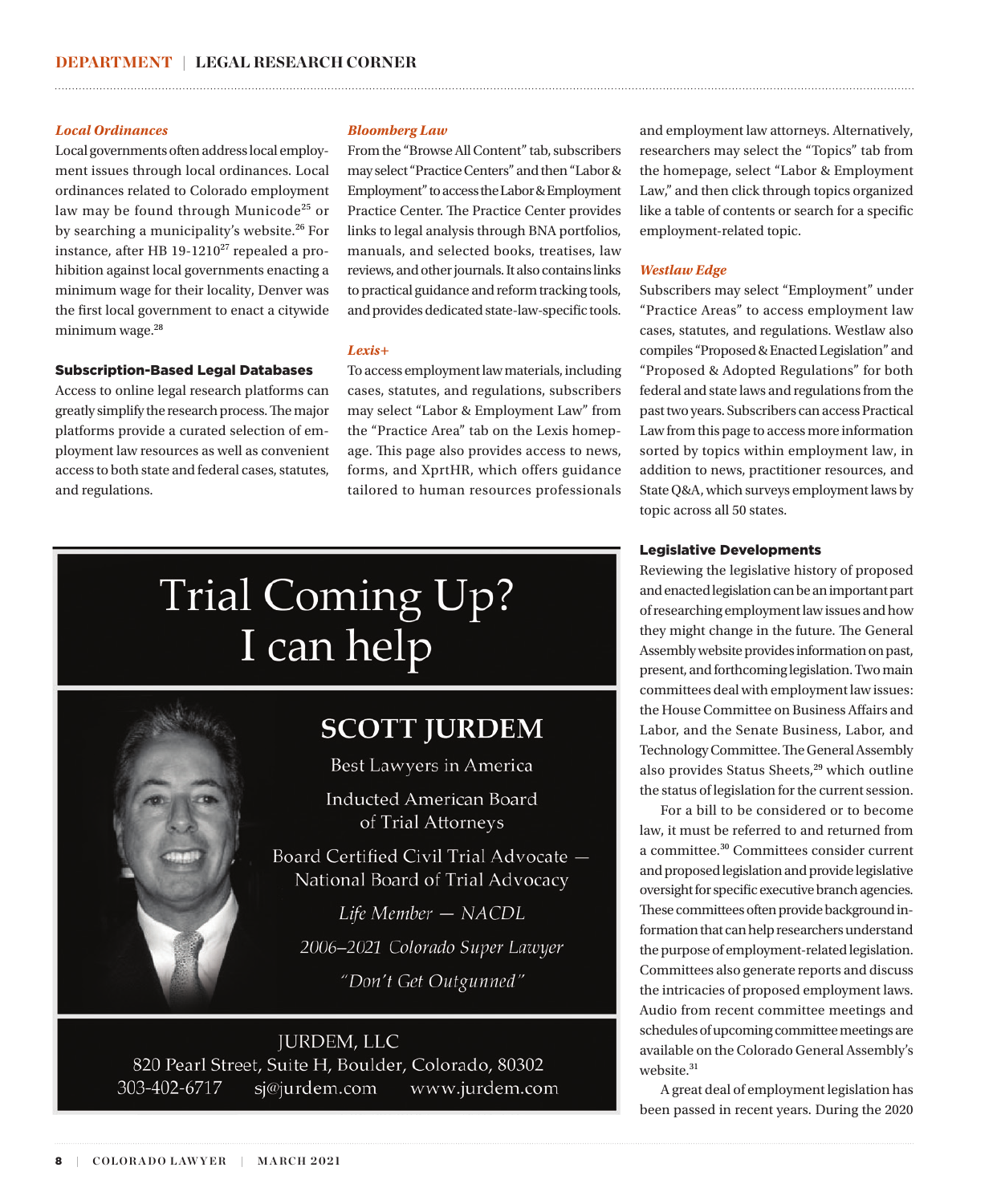### *Local Ordinances*

Local governments often address local employment issues through local ordinances. Local ordinances related to Colorado employment law may be found through Municode[25] or by searching a municipality's website.[26] For instance, after HB 19-1210[27] repealed a prohibition against local governments enacting a minimum wage for their locality, Denver was the first local government to enact a citywide minimum wage.[28]

## Subscription-Based Legal Databases

Access to online legal research platforms can greatly simplify the research process. The major platforms provide a curated selection of employment law resources as well as convenient access to both state and federal cases, statutes, and regulations.

### *Bloomberg Law*

From the "Browse All Content" tab, subscribers may select "Practice Centers" and then "Labor & Employment" to access the Labor & Employment Practice Center. The Practice Center provides links to legal analysis through BNA portfolios, manuals, and selected books, treatises, law reviews, and other journals. It also contains links to practical guidance and reform tracking tools, and provides dedicated state-law-specific tools.

### *Lexis+*

To access employment law materials, including cases, statutes, and regulations, subscribers may select "Labor & Employment Law" from the "Practice Area" tab on the Lexis homepage. This page also provides access to news, forms, and XprtHR, which offers guidance tailored to human resources professionals and employment law attorneys. Alternatively, researchers may select the "Topics" tab from the homepage, select "Labor & Employment Law," and then click through topics organized like a table of contents or search for a specific employment-related topic.

### *Westlaw Edge*

Subscribers may select "Employment" under "Practice Areas" to access employment law cases, statutes, and regulations. Westlaw also compiles "Proposed & Enacted Legislation" and "Proposed & Adopted Regulations" for both federal and state laws and regulations from the past two years. Subscribers can access Practical Law from this page to access more information sorted by topics within employment law, in addition to news, practitioner resources, and State Q&A, which surveys employment laws by topic across all 50 states.

## Legislative Developments

Reviewing the legislative history of proposed and enacted legislation can be an important part of researching employment law issues and how they might change in the future. The General Assembly website provides information on past, present, and forthcoming legislation. Two main committees deal with employment law issues: the House Committee on Business Affairs and Labor, and the Senate Business, Labor, and Technology Committee. The General Assembly also provides Status Sheets,[29] which outline the status of legislation for the current session.

For a bill to be considered or to become law, it must be referred to and returned from a committee.[30] Committees consider current and proposed legislation and provide legislative oversight for specific executive branch agencies. These committees often provide background information that can help researchers understand the purpose of employment-related legislation. Committees also generate reports and discuss the intricacies of proposed employment laws. Audio from recent committee meetings and schedules of upcoming committee meetings are available on the Colorado General Assembly's website.[31]

A great deal of employment legislation has been passed in recent years. During the 2020

---

**Trial Coming Up? I can help**

**SCOTT JURDEM**

Best Lawyers in America

Inducted American Board of Trial Attorneys

Board Certified Civil Trial Advocate — National Board of Trial Advocacy

*Life Member — NACDL*

*2006–2021 Colorado Super Lawyer*

*"Don't Get Outgunned"*

JURDEM, LLC
820 Pearl Street, Suite H, Boulder, Colorado, 80302
303-402-6717 sj@jurdem.com www.jurdem.com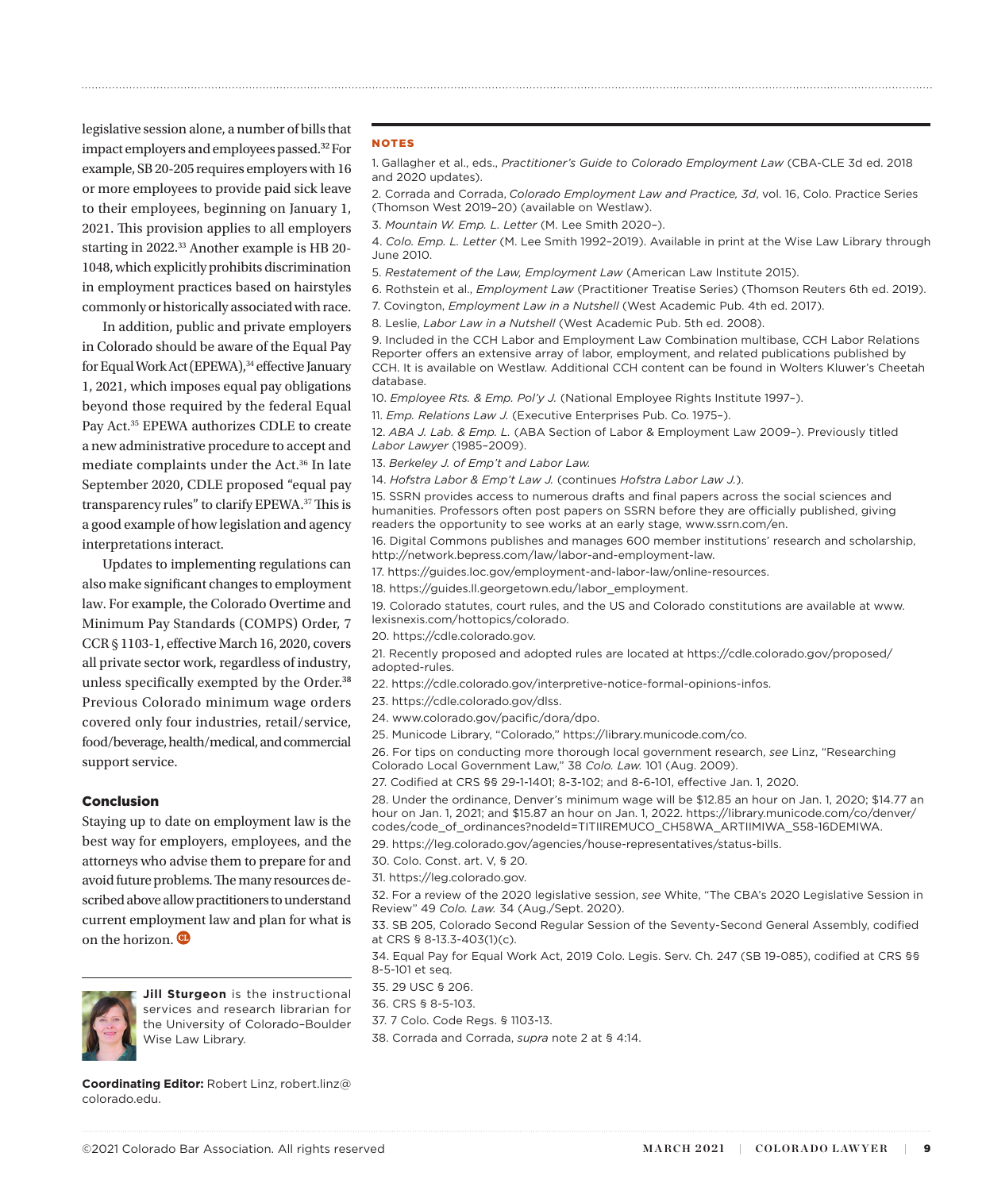legislative session alone, a number of bills that impact employers and employees passed.[32] For example, SB 20-205 requires employers with 16 or more employees to provide paid sick leave to their employees, beginning on January 1, 2021. This provision applies to all employers starting in 2022.[33] Another example is HB 20-1048, which explicitly prohibits discrimination in employment practices based on hairstyles commonly or historically associated with race.

In addition, public and private employers in Colorado should be aware of the Equal Pay for Equal Work Act (EPEWA),[34] effective January 1, 2021, which imposes equal pay obligations beyond those required by the federal Equal Pay Act.[35] EPEWA authorizes CDLE to create a new administrative procedure to accept and mediate complaints under the Act.[36] In late September 2020, CDLE proposed "equal pay transparency rules" to clarify EPEWA.[37] This is a good example of how legislation and agency interpretations interact.

Updates to implementing regulations can also make significant changes to employment law. For example, the Colorado Overtime and Minimum Pay Standards (COMPS) Order, 7 CCR § 1103-1, effective March 16, 2020, covers all private sector work, regardless of industry, unless specifically exempted by the Order.[38] Previous Colorado minimum wage orders covered only four industries, retail/service, food/beverage, health/medical, and commercial support service.

## Conclusion

Staying up to date on employment law is the best way for employers, employees, and the attorneys who advise them to prepare for and avoid future problems. The many resources described above allow practitioners to understand current employment law and plan for what is on the horizon.

**Jill Sturgeon** is the instructional services and research librarian for the University of Colorado–Boulder Wise Law Library.

**Coordinating Editor:** Robert Linz, robert.linz@colorado.edu.

## NOTES

1. Gallagher et al., eds., *Practitioner's Guide to Colorado Employment Law* (CBA-CLE 3d ed. 2018 and 2020 updates).
2. Corrada and Corrada, *Colorado Employment Law and Practice, 3d*, vol. 16, Colo. Practice Series (Thomson West 2019–20) (available on Westlaw).
3. *Mountain W. Emp. L. Letter* (M. Lee Smith 2020–).
4. *Colo. Emp. L. Letter* (M. Lee Smith 1992–2019). Available in print at the Wise Law Library through June 2010.
5. *Restatement of the Law, Employment Law* (American Law Institute 2015).
6. Rothstein et al., *Employment Law* (Practitioner Treatise Series) (Thomson Reuters 6th ed. 2019).
7. Covington, *Employment Law in a Nutshell* (West Academic Pub. 4th ed. 2017).
8. Leslie, *Labor Law in a Nutshell* (West Academic Pub. 5th ed. 2008).
9. Included in the CCH Labor and Employment Law Combination multibase, CCH Labor Relations Reporter offers an extensive array of labor, employment, and related publications published by CCH. It is available on Westlaw. Additional CCH content can be found in Wolters Kluwer's Cheetah database.
10. *Employee Rts. & Emp. Pol'y J.* (National Employee Rights Institute 1997–).
11. *Emp. Relations Law J.* (Executive Enterprises Pub. Co. 1975–).
12. *ABA J. Lab. & Emp. L.* (ABA Section of Labor & Employment Law 2009–). Previously titled *Labor Lawyer* (1985–2009).
13. *Berkeley J. of Emp't and Labor Law.*
14. *Hofstra Labor & Emp't Law J.* (continues *Hofstra Labor Law J.*).
15. SSRN provides access to numerous drafts and final papers across the social sciences and humanities. Professors often post papers on SSRN before they are officially published, giving readers the opportunity to see works at an early stage, www.ssrn.com/en.
16. Digital Commons publishes and manages 600 member institutions' research and scholarship, http://network.bepress.com/law/labor-and-employment-law.
17. https://guides.loc.gov/employment-and-labor-law/online-resources.
18. https://guides.ll.georgetown.edu/labor_employment.
19. Colorado statutes, court rules, and the US and Colorado constitutions are available at www.lexisnexis.com/hottopics/colorado.
20. https://cdle.colorado.gov.
21. Recently proposed and adopted rules are located at https://cdle.colorado.gov/proposed/adopted-rules.
22. https://cdle.colorado.gov/interpretive-notice-formal-opinions-infos.
23. https://cdle.colorado.gov/dlss.
24. www.colorado.gov/pacific/dora/dpo.
25. Municode Library, "Colorado," https://library.municode.com/co.
26. For tips on conducting more thorough local government research, *see* Linz, "Researching Colorado Local Government Law," 38 *Colo. Law.* 101 (Aug. 2009).
27. Codified at CRS §§ 29-1-1401; 8-3-102; and 8-6-101, effective Jan. 1, 2020.
28. Under the ordinance, Denver's minimum wage will be $12.85 an hour on Jan. 1, 2020; $14.77 an hour on Jan. 1, 2021; and $15.87 an hour on Jan. 1, 2022. https://library.municode.com/co/denver/codes/code_of_ordinances?nodeId=TITIIREMUCO_CH58WA_ARTIIMIWA_S58-16DEMIWA.
29. https://leg.colorado.gov/agencies/house-representatives/status-bills.
30. Colo. Const. art. V, § 20.
31. https://leg.colorado.gov.
32. For a review of the 2020 legislative session, *see* White, "The CBA's 2020 Legislative Session in Review" 49 *Colo. Law.* 34 (Aug./Sept. 2020).
33. SB 205, Colorado Second Regular Session of the Seventy-Second General Assembly, codified at CRS § 8-13.3-403(1)(c).
34. Equal Pay for Equal Work Act, 2019 Colo. Legis. Serv. Ch. 247 (SB 19-085), codified at CRS §§ 8-5-101 et seq.
35. 29 USC § 206.
36. CRS § 8-5-103.
37. 7 Colo. Code Regs. § 1103-13.
38. Corrada and Corrada, *supra* note 2 at § 4:14.